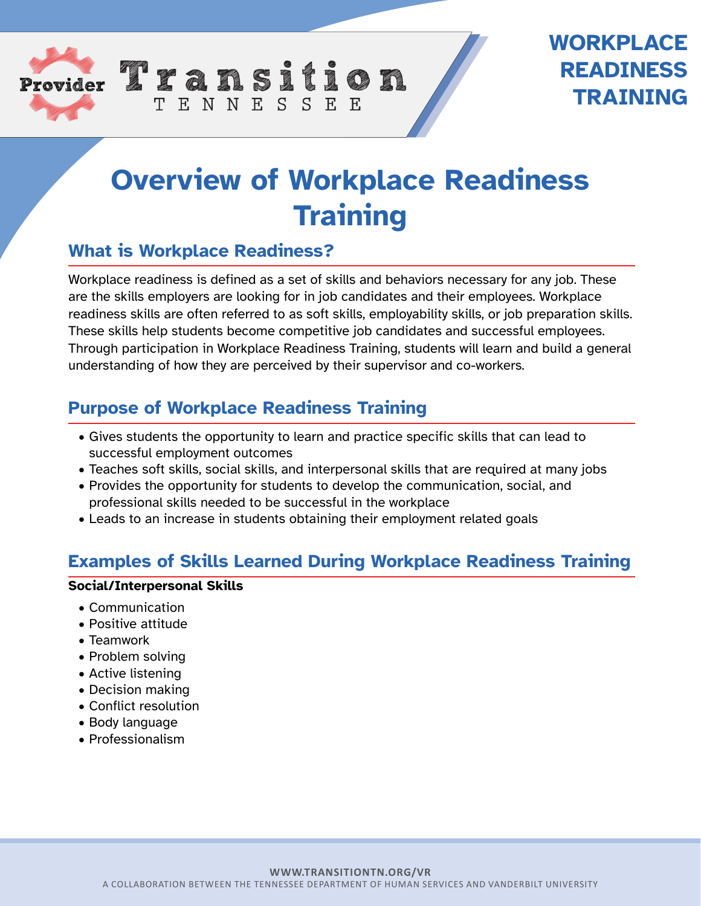Provider Transition TENNESSEE

WORKPLACE READINESS TRAINING

# Overview of Workplace Readiness Training

## What is Workplace Readiness?

Workplace readiness is defined as a set of skills and behaviors necessary for any job. These are the skills employers are looking for in job candidates and their employees. Workplace readiness skills are often referred to as soft skills, employability skills, or job preparation skills. These skills help students become competitive job candidates and successful employees. Through participation in Workplace Readiness Training, students will learn and build a general understanding of how they are perceived by their supervisor and co-workers.

## Purpose of Workplace Readiness Training

- Gives students the opportunity to learn and practice specific skills that can lead to successful employment outcomes
- Teaches soft skills, social skills, and interpersonal skills that are required at many jobs
- Provides the opportunity for students to develop the communication, social, and professional skills needed to be successful in the workplace
- Leads to an increase in students obtaining their employment related goals

## Examples of Skills Learned During Workplace Readiness Training

**Social/Interpersonal Skills**

- Communication
- Positive attitude
- Teamwork
- Problem solving
- Active listening
- Decision making
- Conflict resolution
- Body language
- Professionalism

WWW.TRANSITIONTN.ORG/VR

A COLLABORATION BETWEEN THE TENNESSEE DEPARTMENT OF HUMAN SERVICES AND VANDERBILT UNIVERSITY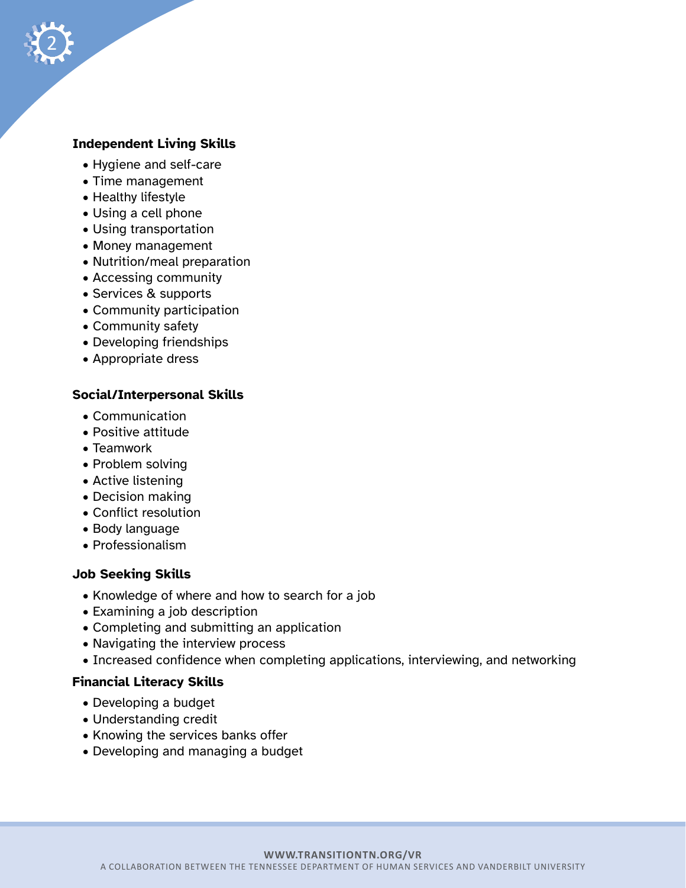### Independent Living Skills

- Hygiene and self-care
- Time management
- Healthy lifestyle
- Using a cell phone
- Using transportation
- Money management
- Nutrition/meal preparation
- Accessing community
- Services & supports
- Community participation
- Community safety
- Developing friendships
- Appropriate dress

### Social/Interpersonal Skills

- Communication
- Positive attitude
- Teamwork
- Problem solving
- Active listening
- Decision making
- Conflict resolution
- Body language
- Professionalism

### Job Seeking Skills

- Knowledge of where and how to search for a job
- Examining a job description
- Completing and submitting an application
- Navigating the interview process
- Increased confidence when completing applications, interviewing, and networking

### Financial Literacy Skills

- Developing a budget
- Understanding credit
- Knowing the services banks offer
- Developing and managing a budget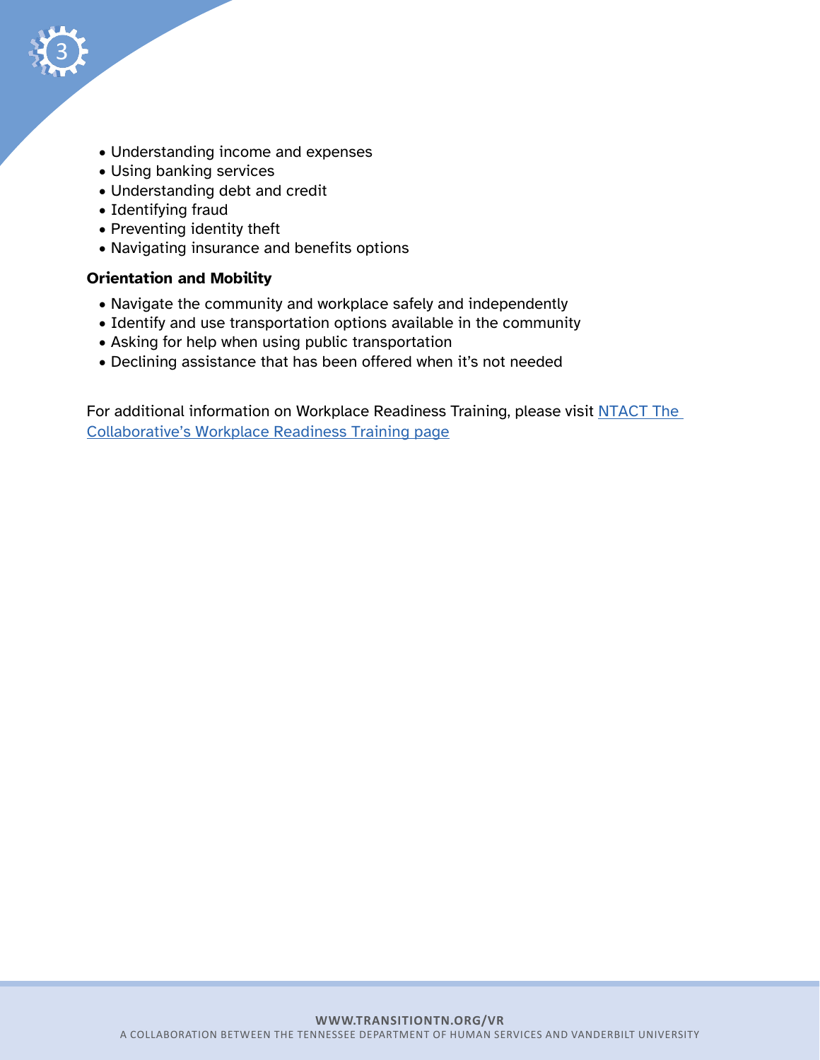- Understanding income and expenses
- Using banking services
- Understanding debt and credit
- Identifying fraud
- Preventing identity theft
- Navigating insurance and benefits options

**Orientation and Mobility**

- Navigate the community and workplace safely and independently
- Identify and use transportation options available in the community
- Asking for help when using public transportation
- Declining assistance that has been offered when it's not needed

For additional information on Workplace Readiness Training, please visit [NTACT The Collaborative's Workplace Readiness Training page]()